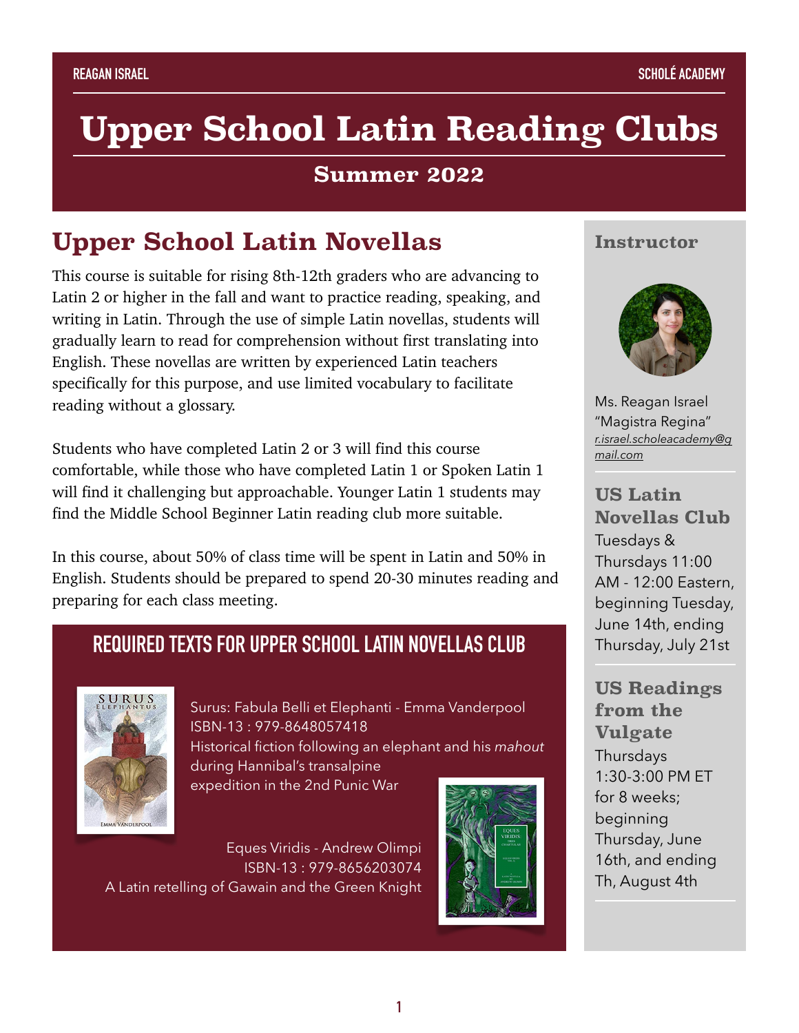REAGAN ISRAEL

SCHOLÉ ACADEMY

# Upper School Latin Reading Clubs

## Summer 2022

## Upper School Latin Novellas

This course is suitable for rising 8th-12th graders who are advancing to Latin 2 or higher in the fall and want to practice reading, speaking, and writing in Latin. Through the use of simple Latin novellas, students will gradually learn to read for comprehension without first translating into English. These novellas are written by experienced Latin teachers specifically for this purpose, and use limited vocabulary to facilitate reading without a glossary.

Students who have completed Latin 2 or 3 will find this course comfortable, while those who have completed Latin 1 or Spoken Latin 1 will find it challenging but approachable. Younger Latin 1 students may find the Middle School Beginner Latin reading club more suitable.

In this course, about 50% of class time will be spent in Latin and 50% in English. Students should be prepared to spend 20-30 minutes reading and preparing for each class meeting.

### REQUIRED TEXTS FOR UPPER SCHOOL LATIN NOVELLAS CLUB

Surus: Fabula Belli et Elephanti - Emma Vanderpool
ISBN-13 : 979-8648057418
Historical fiction following an elephant and his *mahout* during Hannibal's transalpine expedition in the 2nd Punic War

Eques Viridis - Andrew Olimpi
ISBN-13 : 979-8656203074
A Latin retelling of Gawain and the Green Knight

### Instructor

Ms. Reagan Israel
"Magistra Regina"
r.israel.scholeacademy@gmail.com

### US Latin Novellas Club

Tuesdays & Thursdays 11:00 AM - 12:00 Eastern, beginning Tuesday, June 14th, ending Thursday, July 21st

### US Readings from the Vulgate

Thursdays 1:30-3:00 PM ET for 8 weeks; beginning Thursday, June 16th, and ending Th, August 4th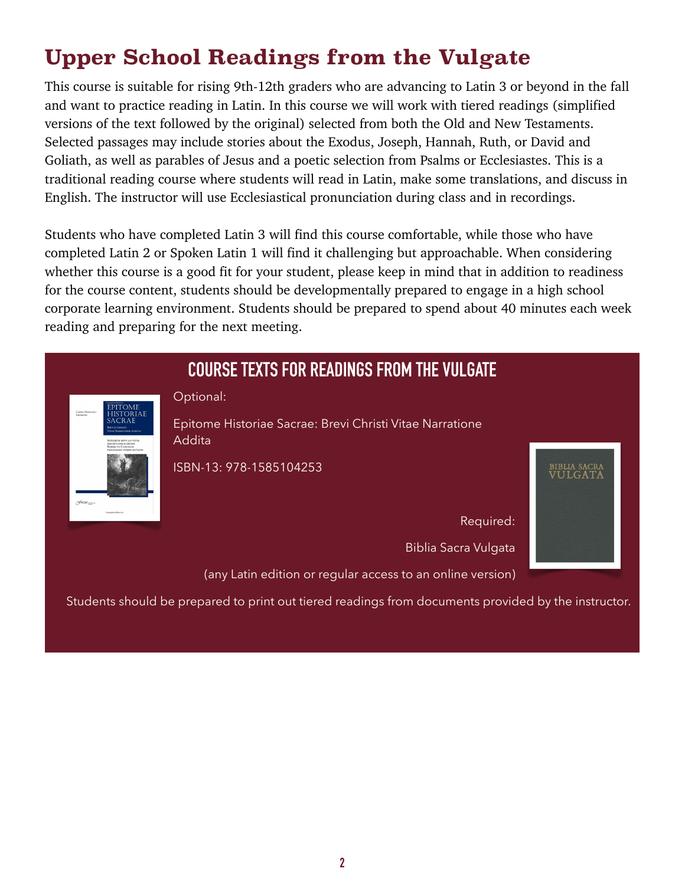# Upper School Readings from the Vulgate

This course is suitable for rising 9th-12th graders who are advancing to Latin 3 or beyond in the fall and want to practice reading in Latin. In this course we will work with tiered readings (simplified versions of the text followed by the original) selected from both the Old and New Testaments. Selected passages may include stories about the Exodus, Joseph, Hannah, Ruth, or David and Goliath, as well as parables of Jesus and a poetic selection from Psalms or Ecclesiastes. This is a traditional reading course where students will read in Latin, make some translations, and discuss in English. The instructor will use Ecclesiastical pronunciation during class and in recordings.

Students who have completed Latin 3 will find this course comfortable, while those who have completed Latin 2 or Spoken Latin 1 will find it challenging but approachable. When considering whether this course is a good fit for your student, please keep in mind that in addition to readiness for the course content, students should be developmentally prepared to engage in a high school corporate learning environment. Students should be prepared to spend about 40 minutes each week reading and preparing for the next meeting.

## COURSE TEXTS FOR READINGS FROM THE VULGATE

Optional:

Epitome Historiae Sacrae: Brevi Christi Vitae Narratione Addita

ISBN-13: 978-1585104253

Required:

Biblia Sacra Vulgata

(any Latin edition or regular access to an online version)

Students should be prepared to print out tiered readings from documents provided by the instructor.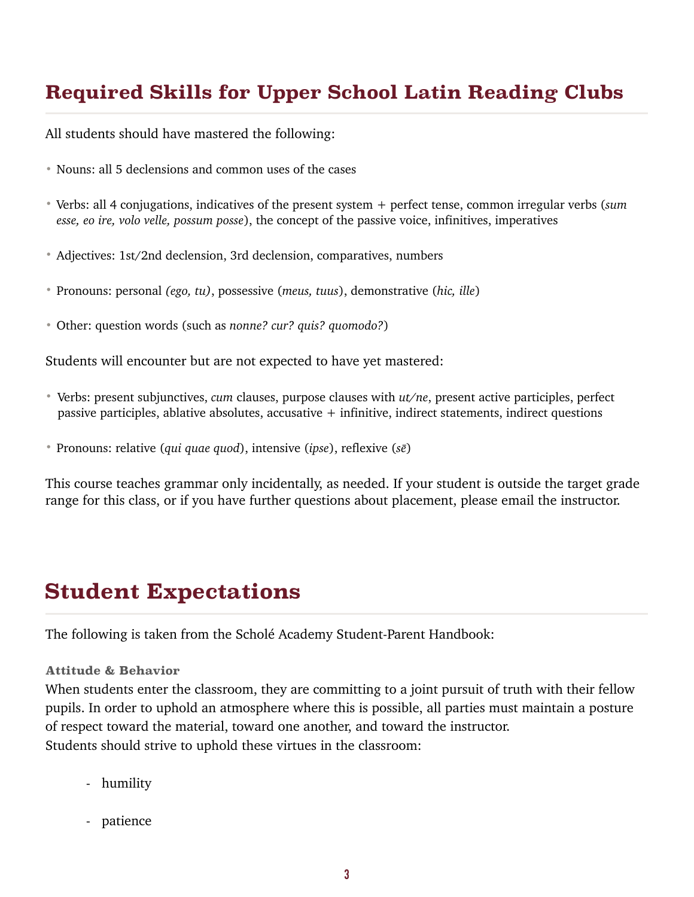## Required Skills for Upper School Latin Reading Clubs

All students should have mastered the following:

- Nouns: all 5 declensions and common uses of the cases
- Verbs: all 4 conjugations, indicatives of the present system + perfect tense, common irregular verbs (*sum esse, eo ire, volo velle, possum posse*), the concept of the passive voice, infinitives, imperatives
- Adjectives: 1st/2nd declension, 3rd declension, comparatives, numbers
- Pronouns: personal *(ego, tu)*, possessive (*meus, tuus*), demonstrative (*hic, ille*)
- Other: question words (such as *nonne? cur? quis? quomodo?*)

Students will encounter but are not expected to have yet mastered:

- Verbs: present subjunctives, *cum* clauses, purpose clauses with *ut/ne*, present active participles, perfect passive participles, ablative absolutes, accusative + infinitive, indirect statements, indirect questions
- Pronouns: relative (*qui quae quod*), intensive (*ipse*), reflexive (*sē*)

This course teaches grammar only incidentally, as needed. If your student is outside the target grade range for this class, or if you have further questions about placement, please email the instructor.

## Student Expectations

The following is taken from the Scholé Academy Student-Parent Handbook:

### Attitude & Behavior

When students enter the classroom, they are committing to a joint pursuit of truth with their fellow pupils. In order to uphold an atmosphere where this is possible, all parties must maintain a posture of respect toward the material, toward one another, and toward the instructor.
Students should strive to uphold these virtues in the classroom:

- humility
- patience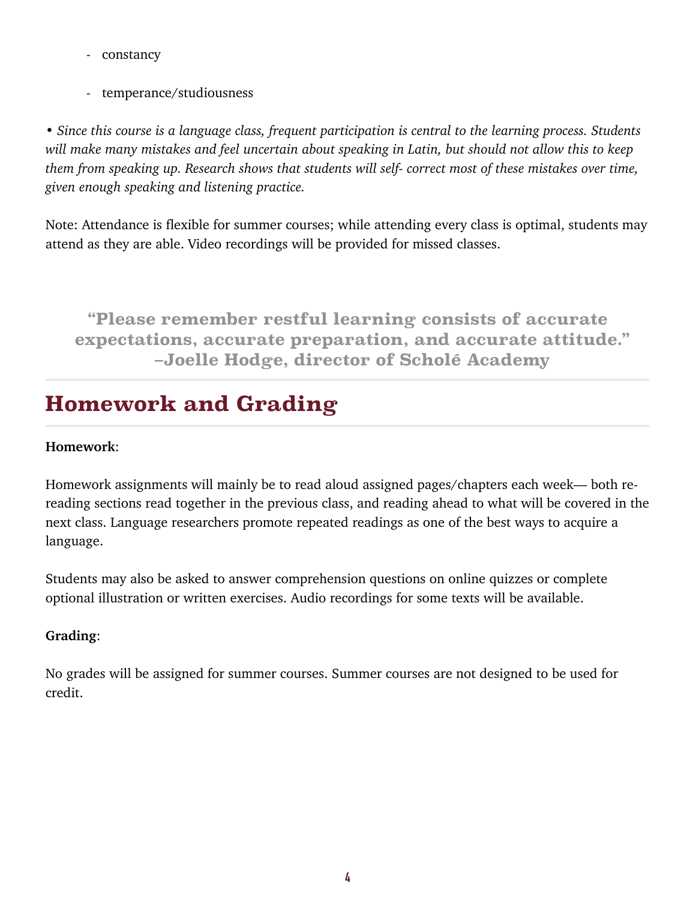- constancy

- temperance/studiousness

*• Since this course is a language class, frequent participation is central to the learning process. Students will make many mistakes and feel uncertain about speaking in Latin, but should not allow this to keep them from speaking up. Research shows that students will self- correct most of these mistakes over time, given enough speaking and listening practice.*

Note: Attendance is flexible for summer courses; while attending every class is optimal, students may attend as they are able. Video recordings will be provided for missed classes.

> **"Please remember restful learning consists of accurate expectations, accurate preparation, and accurate attitude." –Joelle Hodge, director of Scholé Academy**

## Homework and Grading

**Homework**:

Homework assignments will mainly be to read aloud assigned pages/chapters each week— both re-reading sections read together in the previous class, and reading ahead to what will be covered in the next class. Language researchers promote repeated readings as one of the best ways to acquire a language.

Students may also be asked to answer comprehension questions on online quizzes or complete optional illustration or written exercises. Audio recordings for some texts will be available.

**Grading**:

No grades will be assigned for summer courses. Summer courses are not designed to be used for credit.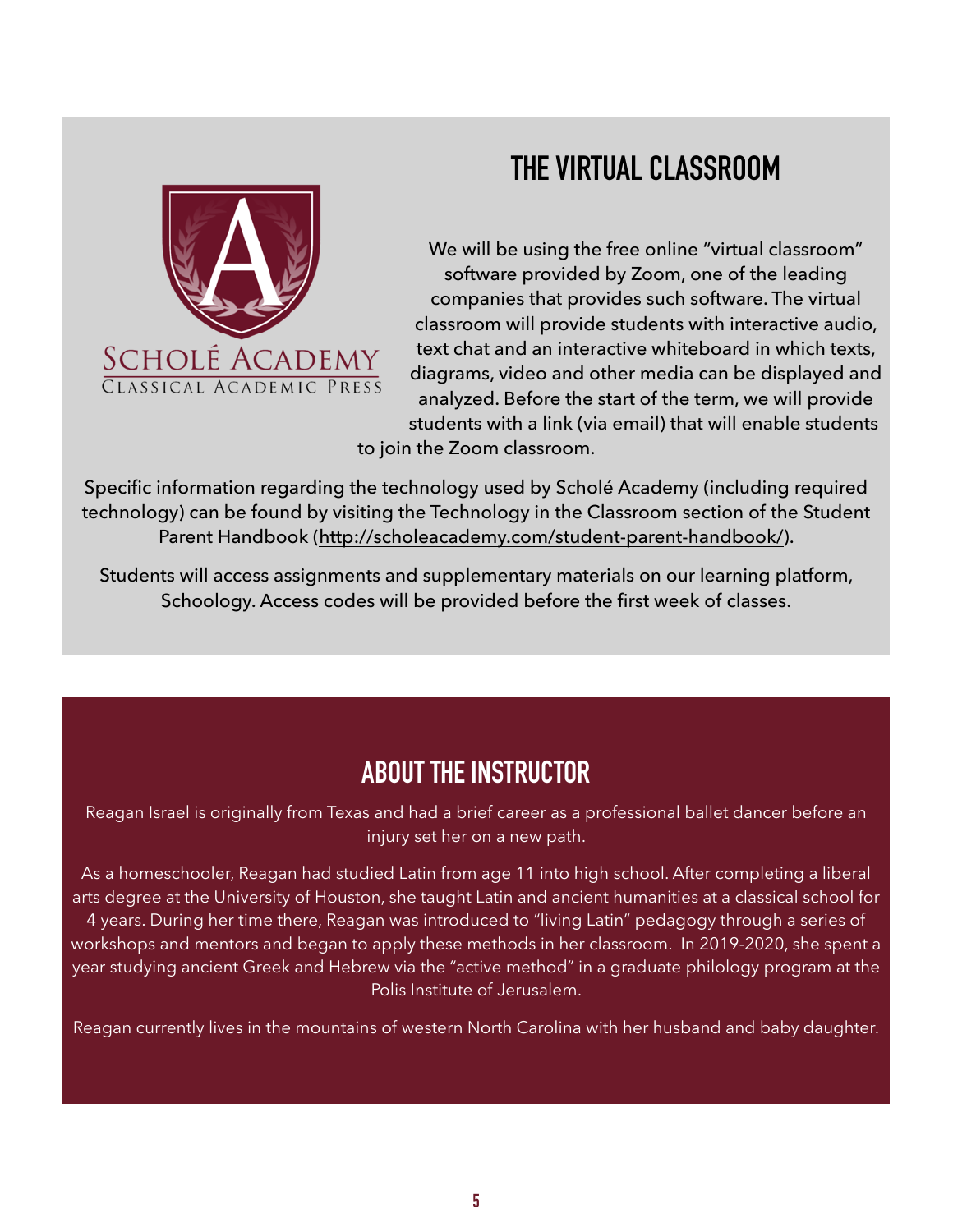Scholé Academy

Classical Academic Press

## THE VIRTUAL CLASSROOM

We will be using the free online "virtual classroom" software provided by Zoom, one of the leading companies that provides such software. The virtual classroom will provide students with interactive audio, text chat and an interactive whiteboard in which texts, diagrams, video and other media can be displayed and analyzed. Before the start of the term, we will provide students with a link (via email) that will enable students to join the Zoom classroom.

Specific information regarding the technology used by Scholé Academy (including required technology) can be found by visiting the Technology in the Classroom section of the Student Parent Handbook (http://scholeacademy.com/student-parent-handbook/).

Students will access assignments and supplementary materials on our learning platform, Schoology. Access codes will be provided before the first week of classes.

## ABOUT THE INSTRUCTOR

Reagan Israel is originally from Texas and had a brief career as a professional ballet dancer before an injury set her on a new path.

As a homeschooler, Reagan had studied Latin from age 11 into high school. After completing a liberal arts degree at the University of Houston, she taught Latin and ancient humanities at a classical school for 4 years. During her time there, Reagan was introduced to "living Latin" pedagogy through a series of workshops and mentors and began to apply these methods in her classroom. In 2019-2020, she spent a year studying ancient Greek and Hebrew via the "active method" in a graduate philology program at the Polis Institute of Jerusalem.

Reagan currently lives in the mountains of western North Carolina with her husband and baby daughter.